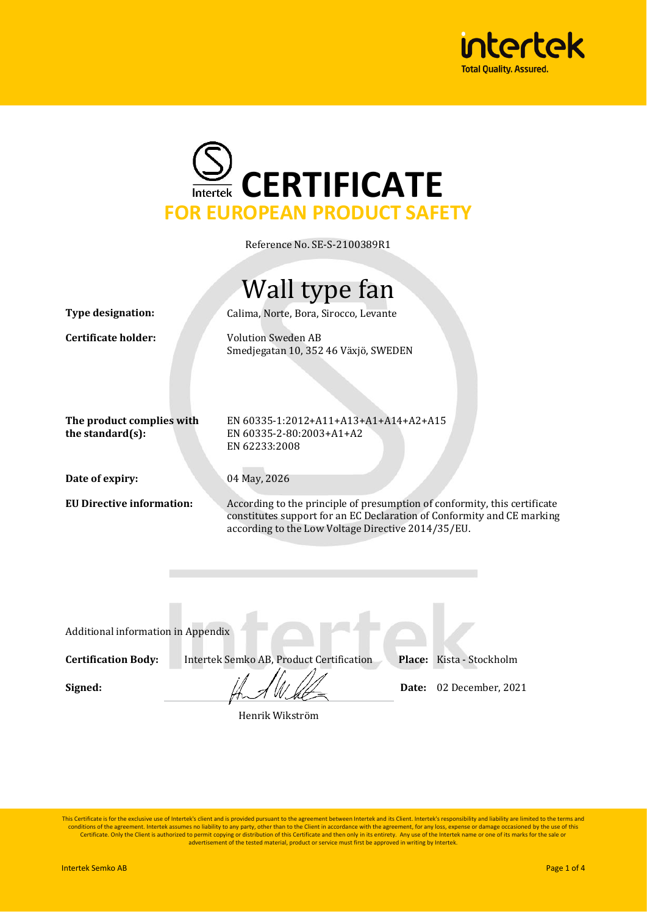intertek
Total Quality. Assured.

# CERTIFICATE

## FOR EUROPEAN PRODUCT SAFETY

Reference No. SE-S-2100389R1

# Wall type fan

**Type designation:** Calima, Norte, Bora, Sirocco, Levante

**Certificate holder:** Volution Sweden AB
Smedjegatan 10, 352 46 Växjö, SWEDEN

**The product complies with the standard(s):**
EN 60335-1:2012+A11+A13+A1+A14+A2+A15
EN 60335-2-80:2003+A1+A2
EN 62233:2008

**Date of expiry:** 04 May, 2026

**EU Directive information:** According to the principle of presumption of conformity, this certificate constitutes support for an EC Declaration of Conformity and CE marking according to the Low Voltage Directive 2014/35/EU.

Additional information in Appendix

**Certification Body:** Intertek Semko AB, Product Certification **Place:** Kista - Stockholm

**Signed:** **Date:** 02 December, 2021

Henrik Wikström

This Certificate is for the exclusive use of Intertek's client and is provided pursuant to the agreement between Intertek and its Client. Intertek's responsibility and liability are limited to the terms and conditions of the agreement. Intertek assumes no liability to any party, other than to the Client in accordance with the agreement, for any loss, expense or damage occasioned by the use of this Certificate. Only the Client is authorized to permit copying or distribution of this Certificate and then only in its entirety. Any use of the Intertek name or one of its marks for the sale or advertisement of the tested material, product or service must first be approved in writing by Intertek.

Intertek Semko AB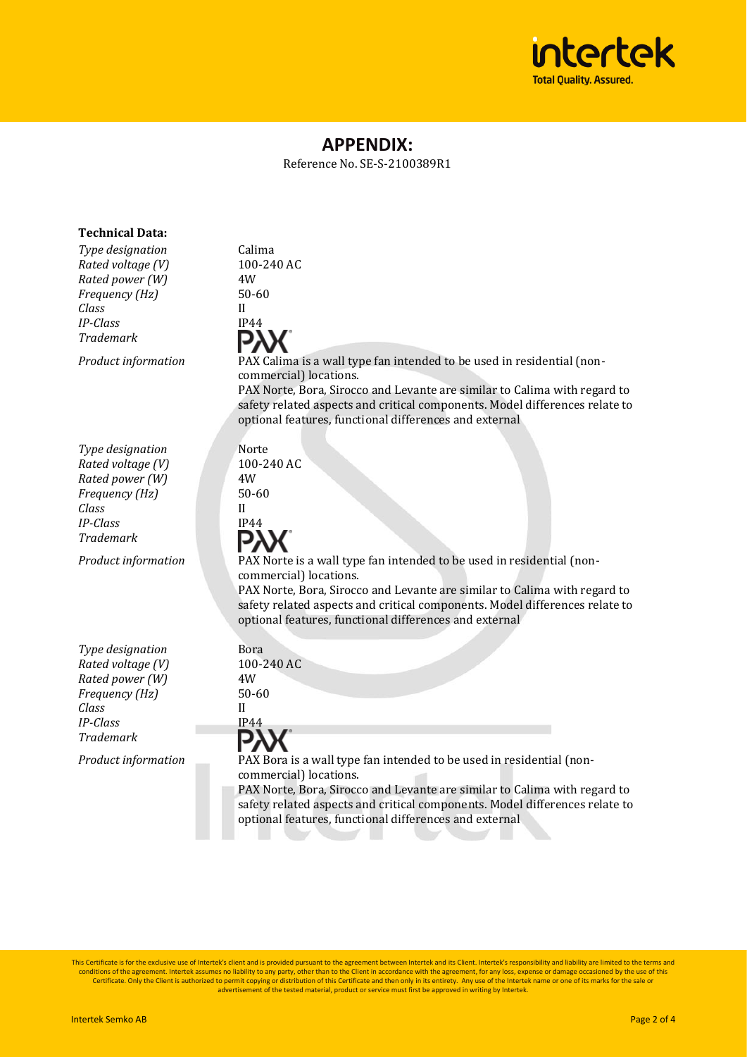# APPENDIX:

Reference No. SE-S-2100389R1

**Technical Data:**

| | |
|---|---|
| *Type designation* | Calima |
| *Rated voltage (V)* | 100-240 AC |
| *Rated power (W)* | 4W |
| *Frequency (Hz)* | 50-60 |
| *Class* | II |
| *IP-Class* | IP44 |
| *Trademark* | PAX |
| *Product information* | PAX Calima is a wall type fan intended to be used in residential (non-commercial) locations. PAX Norte, Bora, Sirocco and Levante are similar to Calima with regard to safety related aspects and critical components. Model differences relate to optional features, functional differences and external |

| | |
|---|---|
| *Type designation* | Norte |
| *Rated voltage (V)* | 100-240 AC |
| *Rated power (W)* | 4W |
| *Frequency (Hz)* | 50-60 |
| *Class* | II |
| *IP-Class* | IP44 |
| *Trademark* | PAX |
| *Product information* | PAX Norte is a wall type fan intended to be used in residential (non-commercial) locations. PAX Norte, Bora, Sirocco and Levante are similar to Calima with regard to safety related aspects and critical components. Model differences relate to optional features, functional differences and external |

| | |
|---|---|
| *Type designation* | Bora |
| *Rated voltage (V)* | 100-240 AC |
| *Rated power (W)* | 4W |
| *Frequency (Hz)* | 50-60 |
| *Class* | II |
| *IP-Class* | IP44 |
| *Trademark* | PAX |
| *Product information* | PAX Bora is a wall type fan intended to be used in residential (non-commercial) locations. PAX Norte, Bora, Sirocco and Levante are similar to Calima with regard to safety related aspects and critical components. Model differences relate to optional features, functional differences and external |

This Certificate is for the exclusive use of Intertek's client and is provided pursuant to the agreement between Intertek and its Client. Intertek's responsibility and liability are limited to the terms and conditions of the agreement. Intertek assumes no liability to any party, other than to the Client in accordance with the agreement, for any loss, expense or damage occasioned by the use of this Certificate. Only the Client is authorized to permit copying or distribution of this Certificate and then only in its entirety. Any use of the Intertek name or one of its marks for the sale or advertisement of the tested material, product or service must first be approved in writing by Intertek.

Intertek Semko AB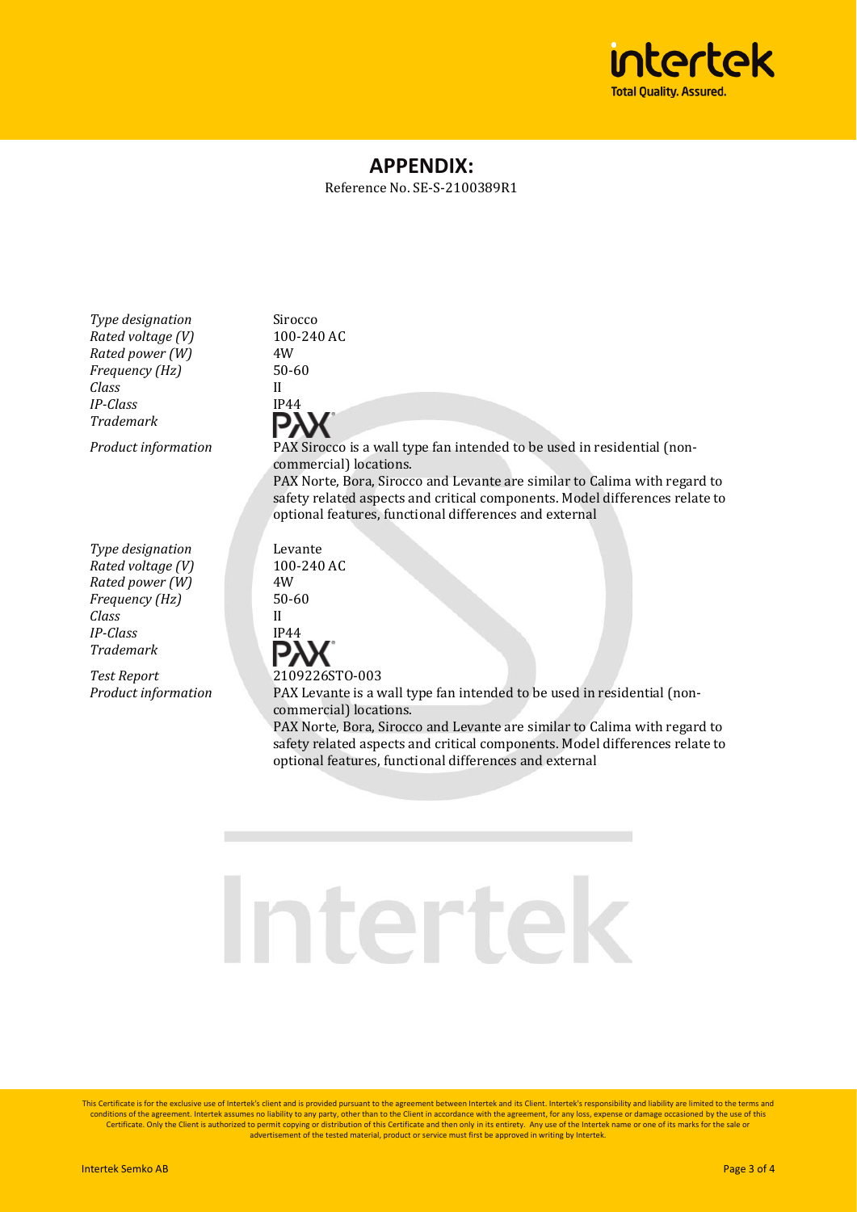## APPENDIX:

Reference No. SE-S-2100389R1

| | |
|---|---|
| *Type designation* | Sirocco |
| *Rated voltage (V)* | 100-240 AC |
| *Rated power (W)* | 4W |
| *Frequency (Hz)* | 50-60 |
| *Class* | II |
| *IP-Class* | IP44 |
| *Trademark* | PAX |
| *Product information* | PAX Sirocco is a wall type fan intended to be used in residential (non-commercial) locations. PAX Norte, Bora, Sirocco and Levante are similar to Calima with regard to safety related aspects and critical components. Model differences relate to optional features, functional differences and external |

| | |
|---|---|
| *Type designation* | Levante |
| *Rated voltage (V)* | 100-240 AC |
| *Rated power (W)* | 4W |
| *Frequency (Hz)* | 50-60 |
| *Class* | II |
| *IP-Class* | IP44 |
| *Trademark* | PAX |
| *Test Report* | 2109226STO-003 |
| *Product information* | PAX Levante is a wall type fan intended to be used in residential (non-commercial) locations. PAX Norte, Bora, Sirocco and Levante are similar to Calima with regard to safety related aspects and critical components. Model differences relate to optional features, functional differences and external |

This Certificate is for the exclusive use of Intertek's client and is provided pursuant to the agreement between Intertek and its Client. Intertek's responsibility and liability are limited to the terms and conditions of the agreement. Intertek assumes no liability to any party, other than to the Client in accordance with the agreement, for any loss, expense or damage occasioned by the use of this Certificate. Only the Client is authorized to permit copying or distribution of this Certificate and then only in its entirety. Any use of the Intertek name or one of its marks for the sale or advertisement of the tested material, product or service must first be approved in writing by Intertek.

Intertek Semko AB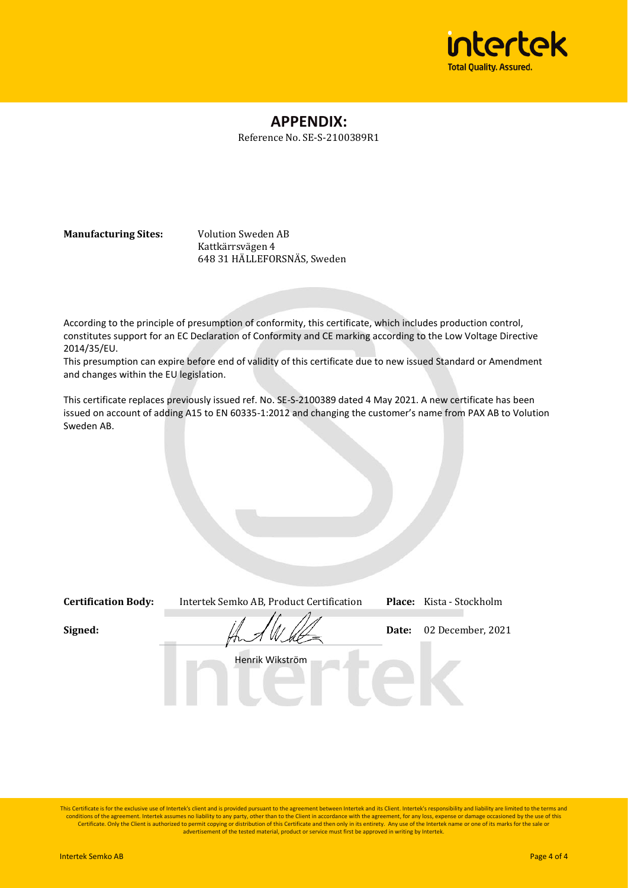# APPENDIX:

Reference No. SE-S-2100389R1

| | |
|---|---|
| **Manufacturing Sites:** | Volution Sweden AB<br>Kattkärrsvägen 4<br>648 31 HÄLLEFORSNÄS, Sweden |

According to the principle of presumption of conformity, this certificate, which includes production control, constitutes support for an EC Declaration of Conformity and CE marking according to the Low Voltage Directive 2014/35/EU.
This presumption can expire before end of validity of this certificate due to new issued Standard or Amendment and changes within the EU legislation.

This certificate replaces previously issued ref. No. SE-S-2100389 dated 4 May 2021. A new certificate has been issued on account of adding A15 to EN 60335-1:2012 and changing the customer's name from PAX AB to Volution Sweden AB.

| | | | |
|---|---|---|---|
| **Certification Body:** | Intertek Semko AB, Product Certification | **Place:** | Kista - Stockholm |
| **Signed:** | Henrik Wikström | **Date:** | 02 December, 2021 |

This Certificate is for the exclusive use of Intertek's client and is provided pursuant to the agreement between Intertek and its Client. Intertek's responsibility and liability are limited to the terms and conditions of the agreement. Intertek assumes no liability to any party, other than to the Client in accordance with the agreement, for any loss, expense or damage occasioned by the use of this Certificate. Only the Client is authorized to permit copying or distribution of this Certificate and then only in its entirety. Any use of the Intertek name or one of its marks for the sale or advertisement of the tested material, product or service must first be approved in writing by Intertek.

Intertek Semko AB